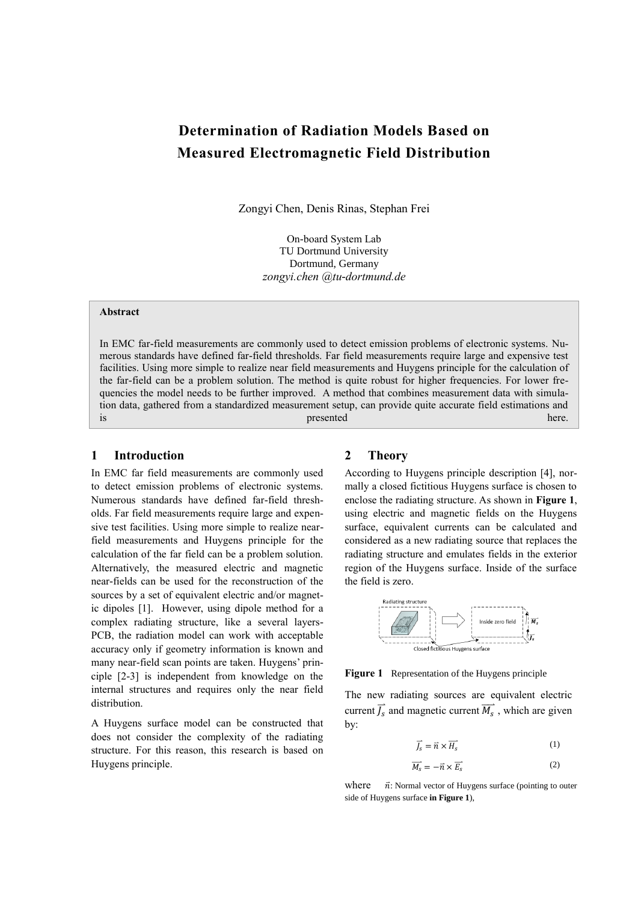# Determination of Radiation Models Based on Measured Electromagnetic Field Distribution

Zongyi Chen, Denis Rinas, Stephan Frei

On-board System Lab
TU Dortmund University
Dortmund, Germany
*zongyi.chen @tu-dortmund.de*

**Abstract**

In EMC far-field measurements are commonly used to detect emission problems of electronic systems. Numerous standards have defined far-field thresholds. Far field measurements require large and expensive test facilities. Using more simple to realize near field measurements and Huygens principle for the calculation of the far-field can be a problem solution. The method is quite robust for higher frequencies. For lower frequencies the model needs to be further improved. A method that combines measurement data with simulation data, gathered from a standardized measurement setup, can provide quite accurate field estimations and is presented here.

## 1 Introduction

In EMC far field measurements are commonly used to detect emission problems of electronic systems. Numerous standards have defined far-field thresholds. Far field measurements require large and expensive test facilities. Using more simple to realize near-field measurements and Huygens principle for the calculation of the far field can be a problem solution. Alternatively, the measured electric and magnetic near-fields can be used for the reconstruction of the sources by a set of equivalent electric and/or magnetic dipoles [1]. However, using dipole method for a complex radiating structure, like a several layers-PCB, the radiation model can work with acceptable accuracy only if geometry information is known and many near-field scan points are taken. Huygens' principle [2-3] is independent from knowledge on the internal structures and requires only the near field distribution.

A Huygens surface model can be constructed that does not consider the complexity of the radiating structure. For this reason, this research is based on Huygens principle.

## 2 Theory

According to Huygens principle description [4], normally a closed fictitious Huygens surface is chosen to enclose the radiating structure. As shown in **Figure 1**, using electric and magnetic fields on the Huygens surface, equivalent currents can be calculated and considered as a new radiating source that replaces the radiating structure and emulates fields in the exterior region of the Huygens surface. Inside of the surface the field is zero.

**Figure 1** Representation of the Huygens principle

The new radiating sources are equivalent electric current $\overrightarrow{J_s}$ and magnetic current $\overrightarrow{M_s}$, which are given by:

$$\overrightarrow{J_s} = \vec{n} \times \overrightarrow{H_s} \tag{1}$$

$$\overrightarrow{M_s} = -\vec{n} \times \overrightarrow{E_s} \tag{2}$$

where $\vec{n}$: Normal vector of Huygens surface (pointing to outer side of Huygens surface **in Figure 1**),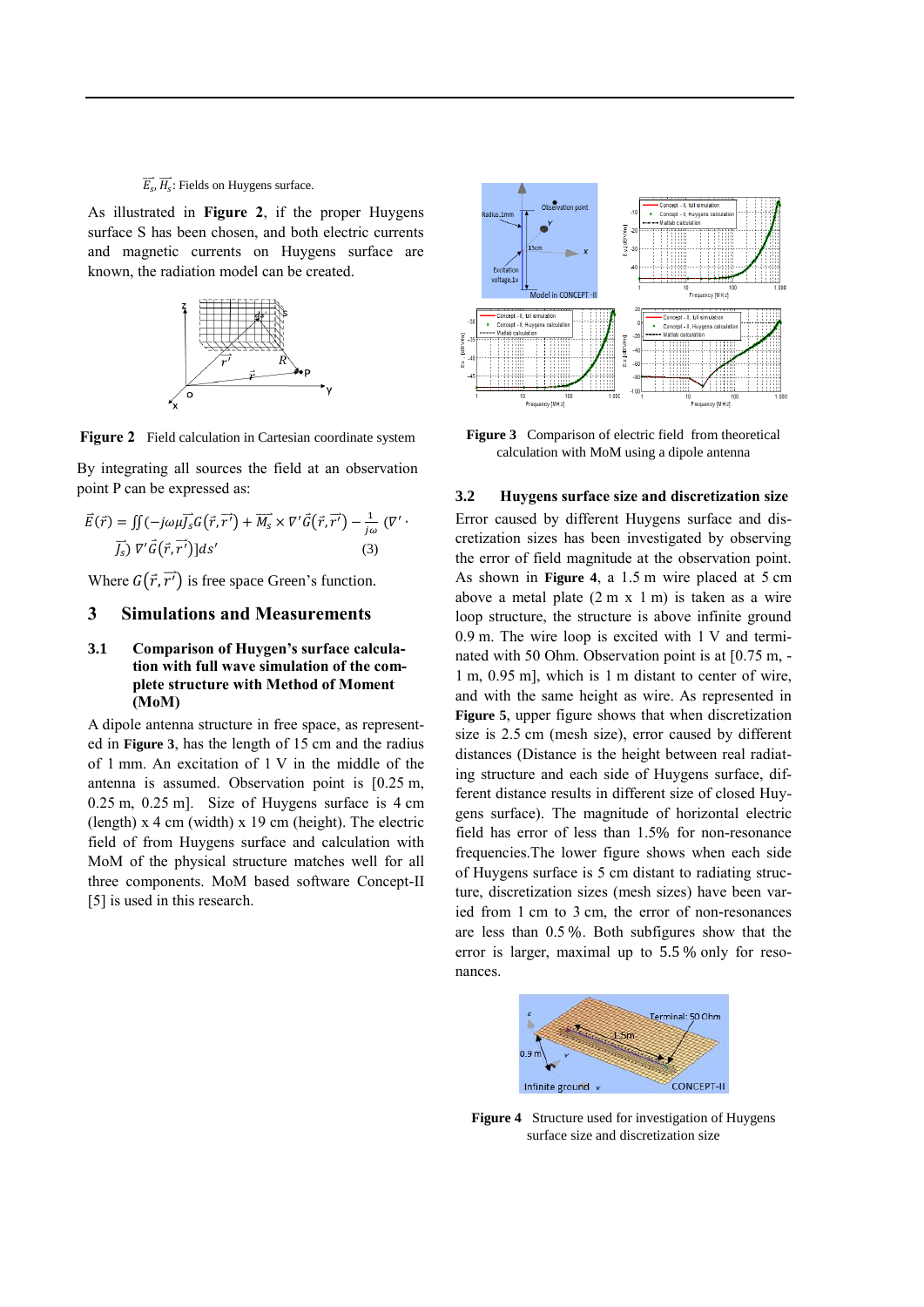$\overrightarrow{E_s}, \overrightarrow{H_s}$: Fields on Huygens surface.

As illustrated in **Figure 2**, if the proper Huygens surface S has been chosen, and both electric currents and magnetic currents on Huygens surface are known, the radiation model can be created.

**Figure 2** Field calculation in Cartesian coordinate system

By integrating all sources the field at an observation point P can be expressed as:

$$\vec{E}(\vec{r}) = \iint \left(-j\omega\mu \vec{J_s} G(\vec{r},\vec{r'}) + \overrightarrow{M_s} \times \nabla' \vec{G}(\vec{r},\vec{r'}) - \frac{1}{j\omega}(\nabla' \cdot \vec{J_s})\, \nabla' \vec{G}(\vec{r},\vec{r'})\right] ds' \quad (3)$$

Where $G(\vec{r},\vec{r'})$ is free space Green's function.

# 3 Simulations and Measurements

## 3.1 Comparison of Huygen's surface calculation with full wave simulation of the complete structure with Method of Moment (MoM)

A dipole antenna structure in free space, as represented in **Figure 3**, has the length of 15 cm and the radius of 1 mm. An excitation of 1 V in the middle of the antenna is assumed. Observation point is [0.25 m, 0.25 m, 0.25 m]. Size of Huygens surface is 4 cm (length) x 4 cm (width) x 19 cm (height). The electric field of from Huygens surface and calculation with MoM of the physical structure matches well for all three components. MoM based software Concept-II [5] is used in this research.

**Figure 3** Comparison of electric field from theoretical calculation with MoM using a dipole antenna

## 3.2 Huygens surface size and discretization size

Error caused by different Huygens surface and discretization sizes has been investigated by observing the error of field magnitude at the observation point. As shown in **Figure 4**, a 1.5 m wire placed at 5 cm above a metal plate (2 m x 1 m) is taken as a wire loop structure, the structure is above infinite ground 0.9 m. The wire loop is excited with 1 V and terminated with 50 Ohm. Observation point is at [0.75 m, -1 m, 0.95 m], which is 1 m distant to center of wire, and with the same height as wire. As represented in **Figure 5**, upper figure shows that when discretization size is 2.5 cm (mesh size), error caused by different distances (Distance is the height between real radiating structure and each side of Huygens surface, different distance results in different size of closed Huygens surface). The magnitude of horizontal electric field has error of less than 1.5% for non-resonance frequencies.The lower figure shows when each side of Huygens surface is 5 cm distant to radiating structure, discretization sizes (mesh sizes) have been varied from 1 cm to 3 cm, the error of non-resonances are less than 0.5 %. Both subfigures show that the error is larger, maximal up to 5.5 % only for resonances.

**Figure 4** Structure used for investigation of Huygens surface size and discretization size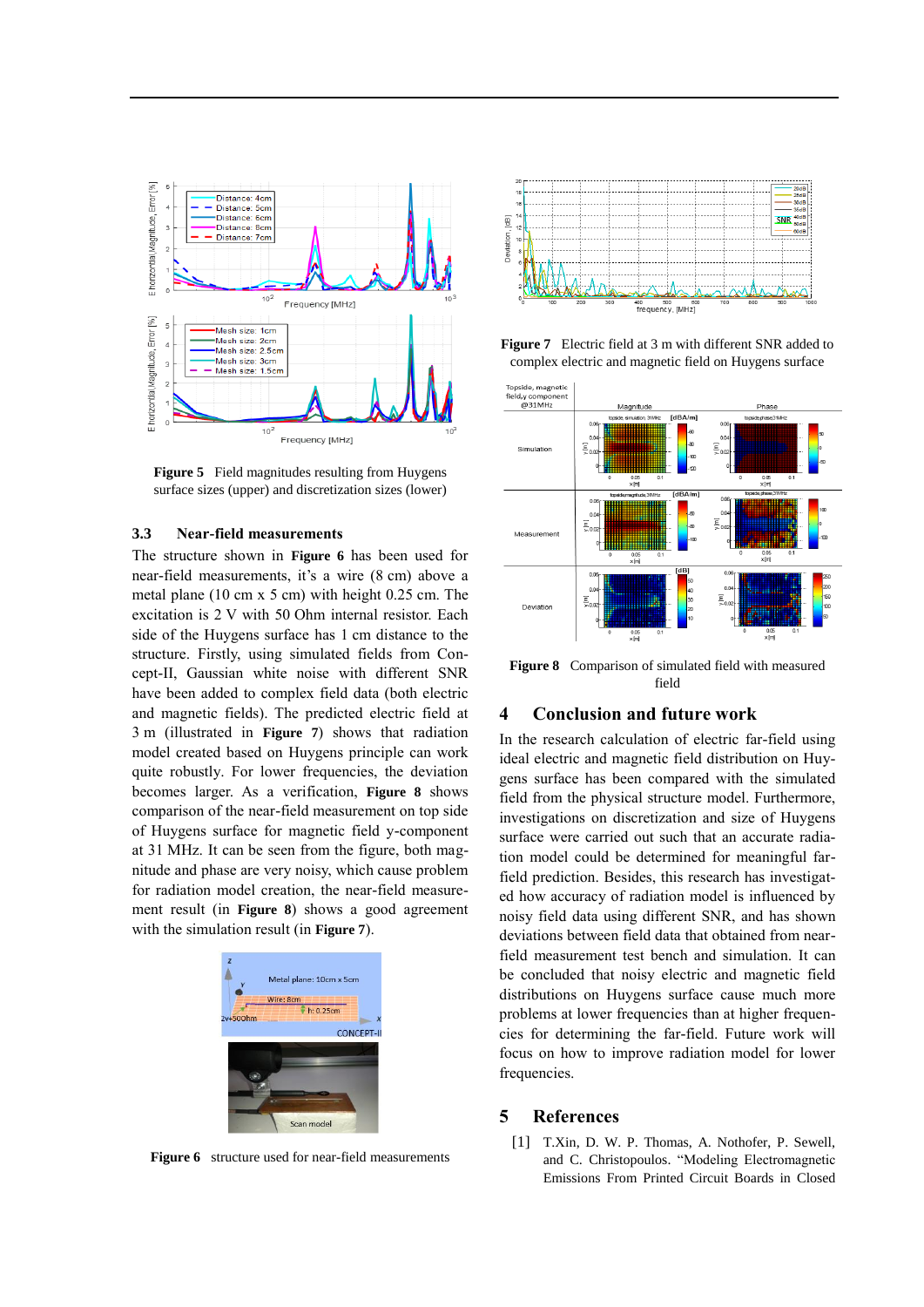Figure 5 Field magnitudes resulting from Huygens surface sizes (upper) and discretization sizes (lower)

### 3.3 Near-field measurements

The structure shown in **Figure 6** has been used for near-field measurements, it's a wire (8 cm) above a metal plane (10 cm x 5 cm) with height 0.25 cm. The excitation is 2 V with 50 Ohm internal resistor. Each side of the Huygens surface has 1 cm distance to the structure. Firstly, using simulated fields from Concept-II, Gaussian white noise with different SNR have been added to complex field data (both electric and magnetic fields). The predicted electric field at 3 m (illustrated in **Figure 7**) shows that radiation model created based on Huygens principle can work quite robustly. For lower frequencies, the deviation becomes larger. As a verification, **Figure 8** shows comparison of the near-field measurement on top side of Huygens surface for magnetic field y-component at 31 MHz. It can be seen from the figure, both magnitude and phase are very noisy, which cause problem for radiation model creation, the near-field measurement result (in **Figure 8**) shows a good agreement with the simulation result (in **Figure 7**).

**Figure 6** structure used for near-field measurements

**Figure 7** Electric field at 3 m with different SNR added to complex electric and magnetic field on Huygens surface

**Figure 8** Comparison of simulated field with measured field

## 4 Conclusion and future work

In the research calculation of electric far-field using ideal electric and magnetic field distribution on Huygens surface has been compared with the simulated field from the physical structure model. Furthermore, investigations on discretization and size of Huygens surface were carried out such that an accurate radiation model could be determined for meaningful far-field prediction. Besides, this research has investigated how accuracy of radiation model is influenced by noisy field data using different SNR, and has shown deviations between field data that obtained from near-field measurement test bench and simulation. It can be concluded that noisy electric and magnetic field distributions on Huygens surface cause much more problems at lower frequencies than at higher frequencies for determining the far-field. Future work will focus on how to improve radiation model for lower frequencies.

## 5 References

[1] T.Xin, D. W. P. Thomas, A. Nothofer, P. Sewell, and C. Christopoulos. "Modeling Electromagnetic Emissions From Printed Circuit Boards in Closed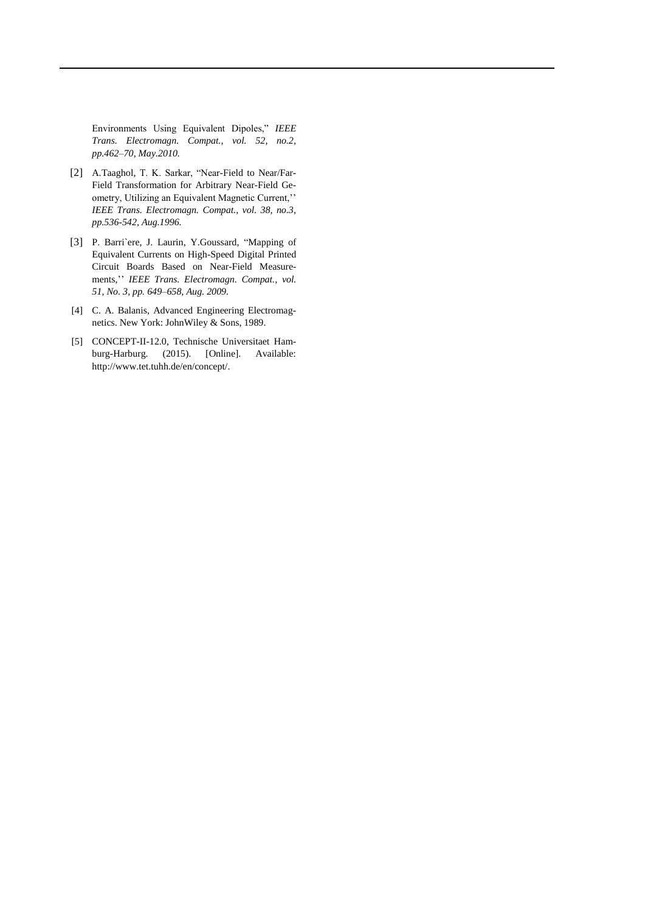Environments Using Equivalent Dipoles," *IEEE Trans. Electromagn. Compat., vol. 52, no.2, pp.462–70, May.2010.*

[2] A.Taaghol, T. K. Sarkar, "Near-Field to Near/Far-Field Transformation for Arbitrary Near-Field Geometry, Utilizing an Equivalent Magnetic Current,'' *IEEE Trans. Electromagn. Compat., vol. 38, no.3, pp.536-542, Aug.1996.*

[3] P. Barri`ere, J. Laurin, Y.Goussard, "Mapping of Equivalent Currents on High-Speed Digital Printed Circuit Boards Based on Near-Field Measurements,'' *IEEE Trans. Electromagn. Compat., vol. 51, No. 3, pp. 649–658, Aug. 2009.*

[4] C. A. Balanis, Advanced Engineering Electromagnetics. New York: JohnWiley & Sons, 1989.

[5] CONCEPT-II-12.0, Technische Universitaet Hamburg-Harburg. (2015). [Online]. Available: http://www.tet.tuhh.de/en/concept/.